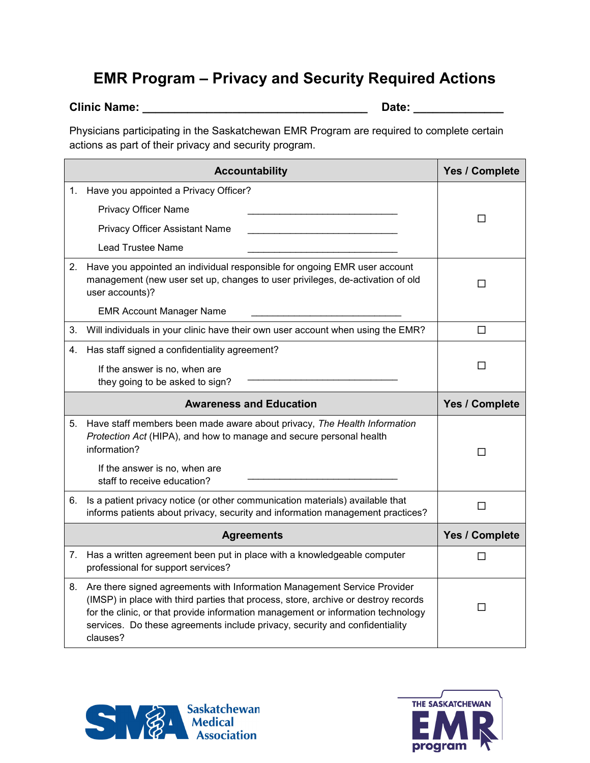# EMR Program – Privacy and Security Required Actions

**Clinic Name:** ___________________________________ **Date:** _____________

Physicians participating in the Saskatchewan EMR Program are required to complete certain actions as part of their privacy and security program.

| Accountability | Yes / Complete |
|---|---|
| 1. Have you appointed a Privacy Officer?<br>Privacy Officer Name ____________________________<br>Privacy Officer Assistant Name ____________________________<br>Lead Trustee Name ____________________________ | ☐ |
| 2. Have you appointed an individual responsible for ongoing EMR user account management (new user set up, changes to user privileges, de-activation of old user accounts)?<br>EMR Account Manager Name ____________________________ | ☐ |
| 3. Will individuals in your clinic have their own user account when using the EMR? | ☐ |
| 4. Has staff signed a confidentiality agreement?<br>If the answer is no, when are they going to be asked to sign? ____________________________ | ☐ |
| **Awareness and Education** | **Yes / Complete** |
| 5. Have staff members been made aware about privacy, *The Health Information Protection Act* (HIPA), and how to manage and secure personal health information?<br>If the answer is no, when are staff to receive education? ____________________________ | ☐ |
| 6. Is a patient privacy notice (or other communication materials) available that informs patients about privacy, security and information management practices? | ☐ |
| **Agreements** | **Yes / Complete** |
| 7. Has a written agreement been put in place with a knowledgeable computer professional for support services? | ☐ |
| 8. Are there signed agreements with Information Management Service Provider (IMSP) in place with third parties that process, store, archive or destroy records for the clinic, or that provide information management or information technology services. Do these agreements include privacy, security and confidentiality clauses? | ☐ |

SMA Saskatchewan Medical Association

THE SASKATCHEWAN EMR program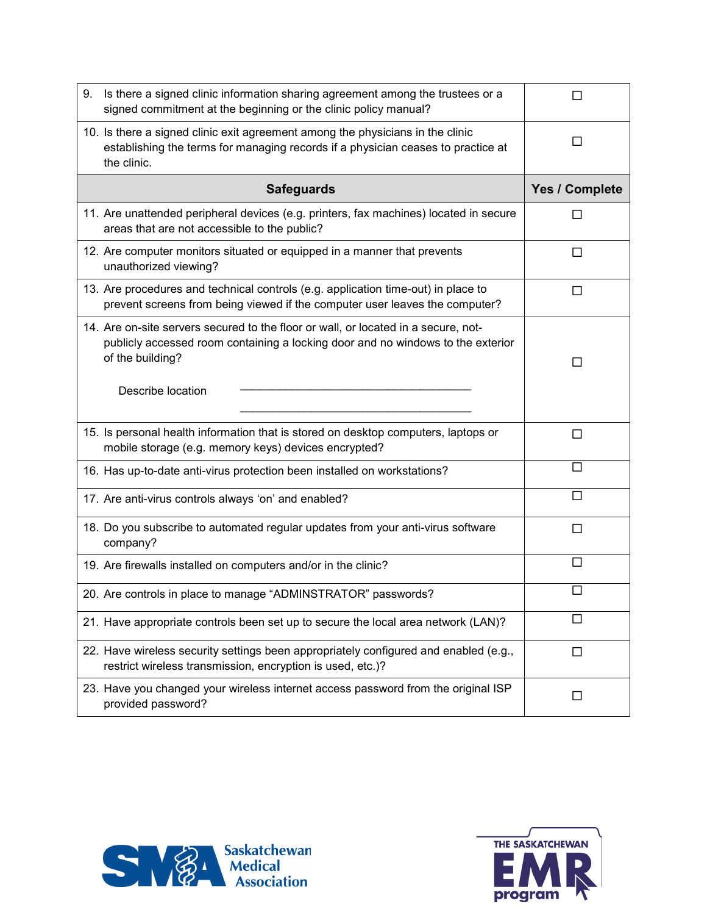| | |
|---|---|
| 9. Is there a signed clinic information sharing agreement among the trustees or a signed commitment at the beginning or the clinic policy manual? | ☐ |
| 10. Is there a signed clinic exit agreement among the physicians in the clinic establishing the terms for managing records if a physician ceases to practice at the clinic. | ☐ |
| **Safeguards** | **Yes / Complete** |
| 11. Are unattended peripheral devices (e.g. printers, fax machines) located in secure areas that are not accessible to the public? | ☐ |
| 12. Are computer monitors situated or equipped in a manner that prevents unauthorized viewing? | ☐ |
| 13. Are procedures and technical controls (e.g. application time-out) in place to prevent screens from being viewed if the computer user leaves the computer? | ☐ |
| 14. Are on-site servers secured to the floor or wall, or located in a secure, not-publicly accessed room containing a locking door and no windows to the exterior of the building?<br><br>Describe location \_\_\_\_\_\_\_\_\_\_\_\_\_\_\_\_\_\_\_\_\_\_\_\_\_\_\_\_\_\_\_\_\_\_\_\_<br>\_\_\_\_\_\_\_\_\_\_\_\_\_\_\_\_\_\_\_\_\_\_\_\_\_\_\_\_\_\_\_\_\_\_\_\_ | ☐ |
| 15. Is personal health information that is stored on desktop computers, laptops or mobile storage (e.g. memory keys) devices encrypted? | ☐ |
| 16. Has up-to-date anti-virus protection been installed on workstations? | ☐ |
| 17. Are anti-virus controls always 'on' and enabled? | ☐ |
| 18. Do you subscribe to automated regular updates from your anti-virus software company? | ☐ |
| 19. Are firewalls installed on computers and/or in the clinic? | ☐ |
| 20. Are controls in place to manage "ADMINSTRATOR" passwords? | ☐ |
| 21. Have appropriate controls been set up to secure the local area network (LAN)? | ☐ |
| 22. Have wireless security settings been appropriately configured and enabled (e.g., restrict wireless transmission, encryption is used, etc.)? | ☐ |
| 23. Have you changed your wireless internet access password from the original ISP provided password? | ☐ |